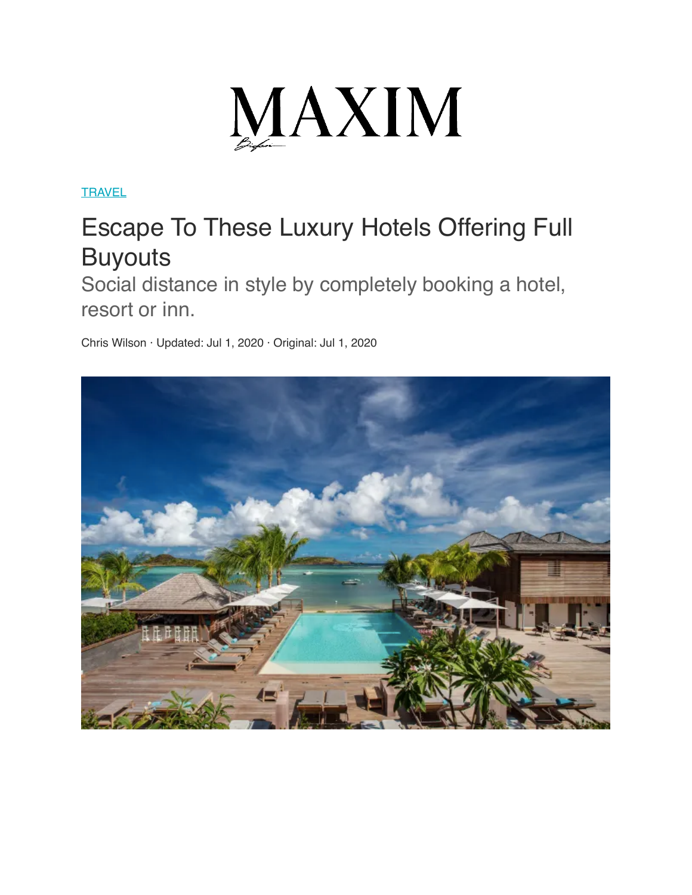# MAXIM

TRAVEL

## Escape To These Luxury Hotels Offering Full Buyouts

Social distance in style by completely booking a hotel, resort or inn.

Chris Wilson · Updated: Jul 1, 2020 · Original: Jul 1, 2020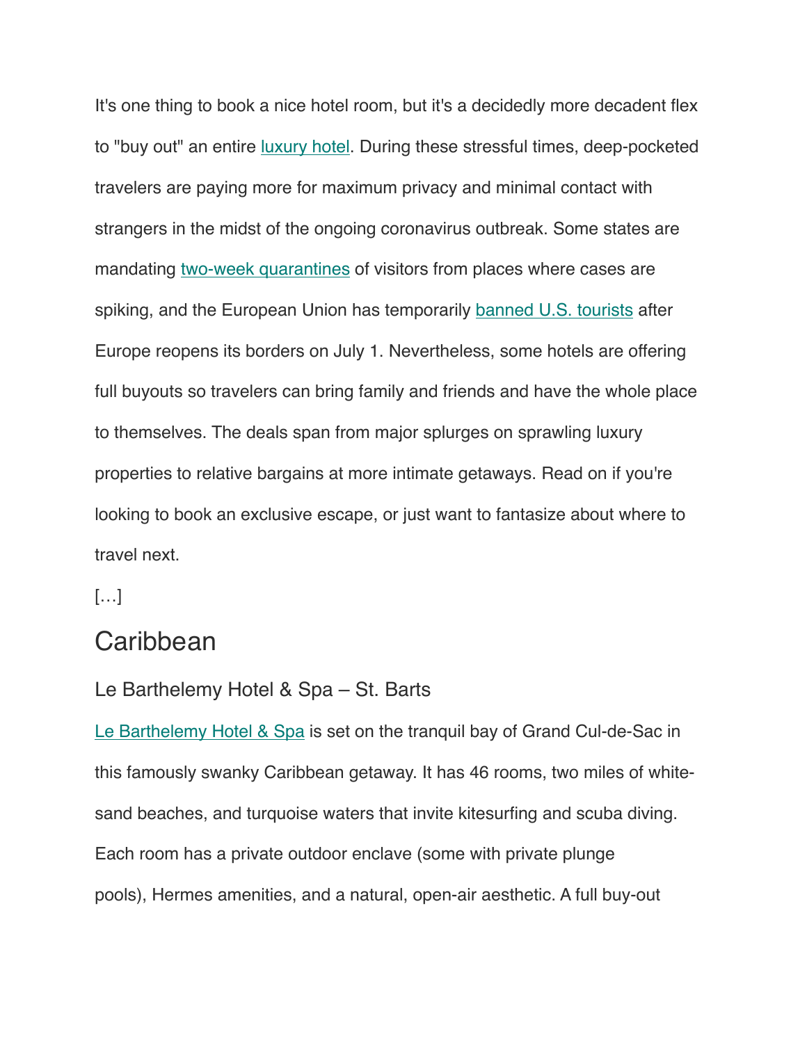It's one thing to book a nice hotel room, but it's a decidedly more decadent flex to "buy out" an entire luxury hotel. During these stressful times, deep-pocketed travelers are paying more for maximum privacy and minimal contact with strangers in the midst of the ongoing coronavirus outbreak. Some states are mandating two-week quarantines of visitors from places where cases are spiking, and the European Union has temporarily banned U.S. tourists after Europe reopens its borders on July 1. Nevertheless, some hotels are offering full buyouts so travelers can bring family and friends and have the whole place to themselves. The deals span from major splurges on sprawling luxury properties to relative bargains at more intimate getaways. Read on if you're looking to book an exclusive escape, or just want to fantasize about where to travel next.

[…]

## Caribbean

### Le Barthelemy Hotel & Spa – St. Barts

Le Barthelemy Hotel & Spa is set on the tranquil bay of Grand Cul-de-Sac in this famously swanky Caribbean getaway. It has 46 rooms, two miles of white-sand beaches, and turquoise waters that invite kitesurfing and scuba diving. Each room has a private outdoor enclave (some with private plunge pools), Hermes amenities, and a natural, open-air aesthetic. A full buy-out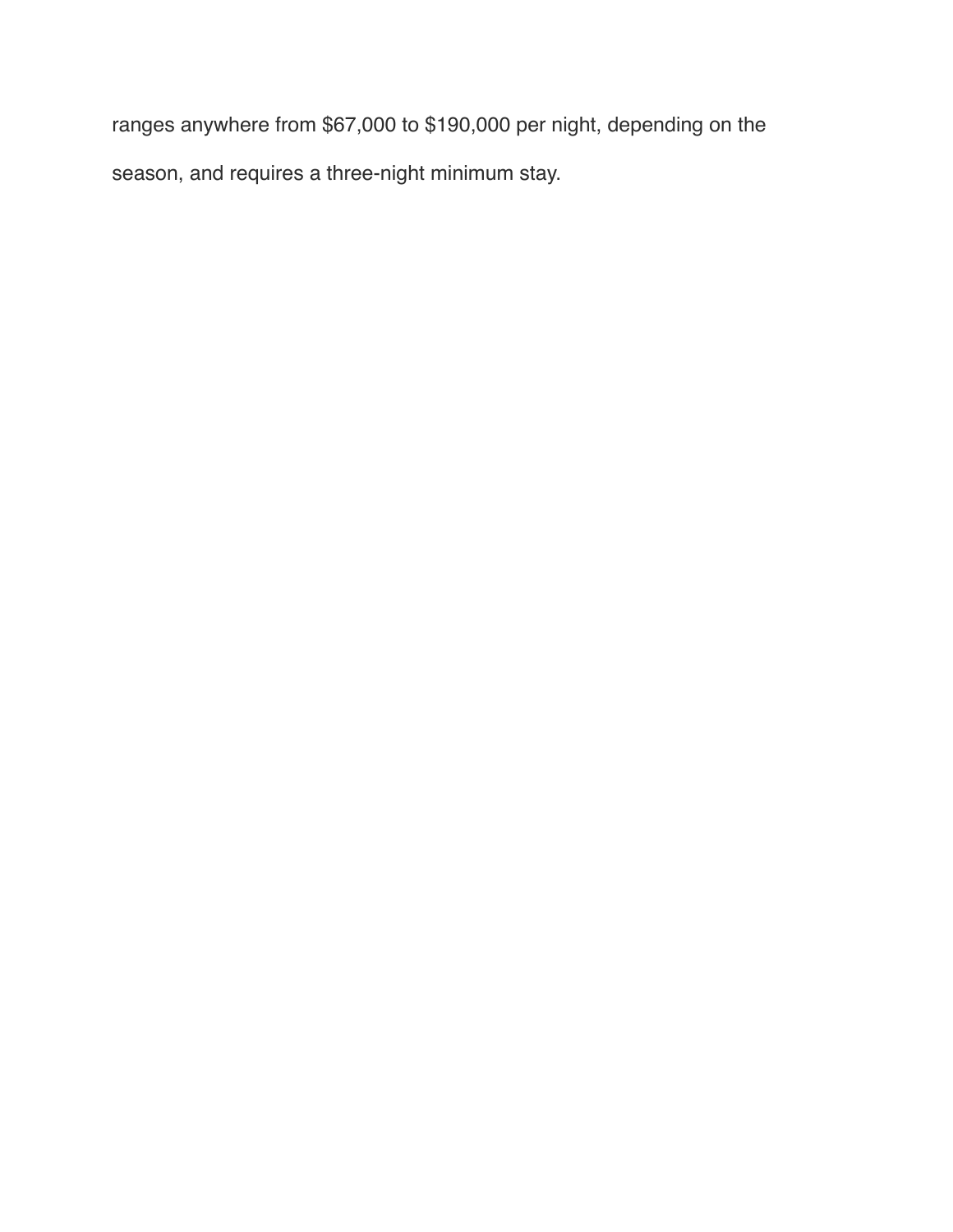ranges anywhere from $67,000 to $190,000 per night, depending on the season, and requires a three-night minimum stay.